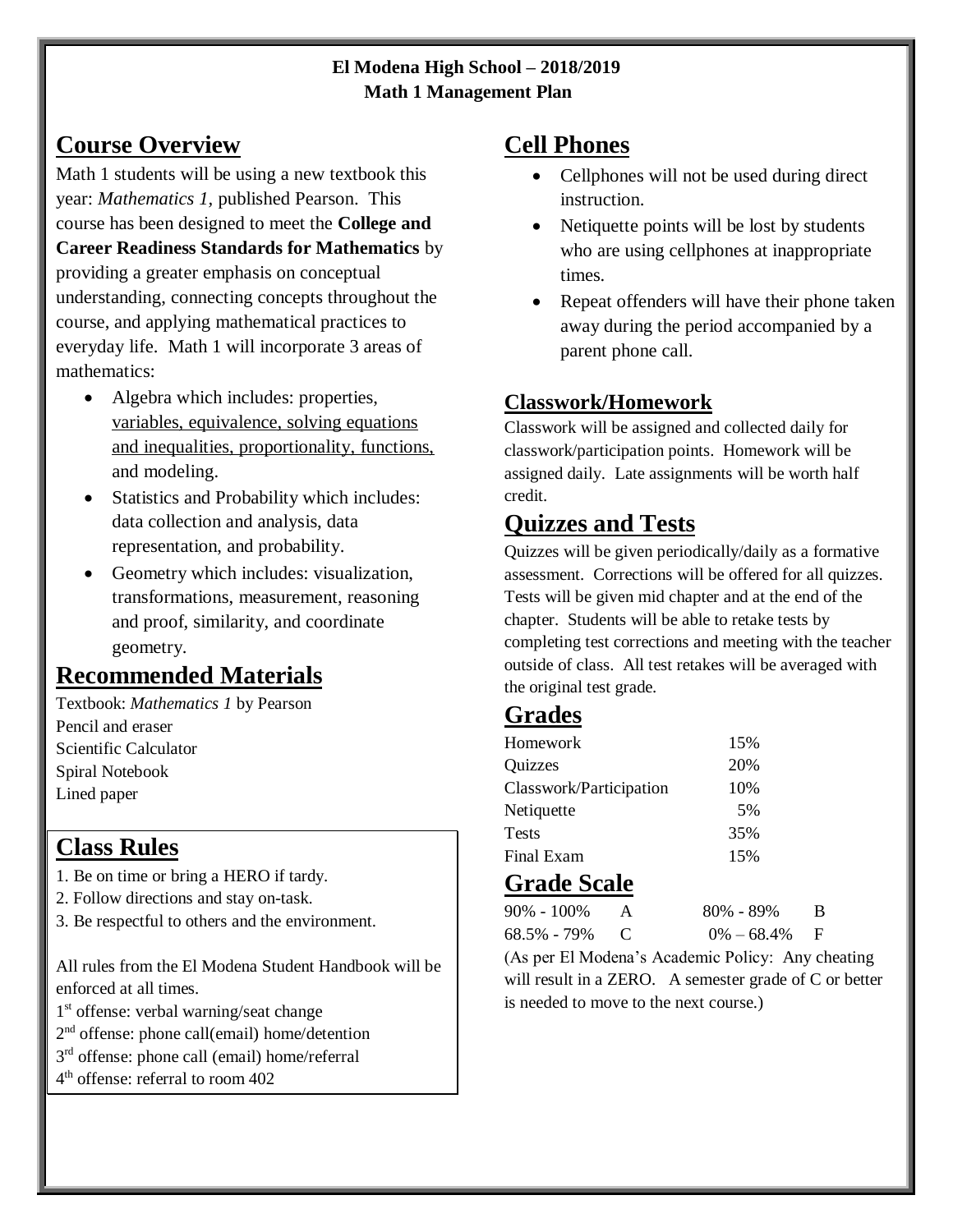**El Modena High School – 2018/2019**
**Math 1 Management Plan**

## Course Overview

Math 1 students will be using a new textbook this year: *Mathematics 1*, published Pearson. This course has been designed to meet the **College and Career Readiness Standards for Mathematics** by providing a greater emphasis on conceptual understanding, connecting concepts throughout the course, and applying mathematical practices to everyday life. Math 1 will incorporate 3 areas of mathematics:

- Algebra which includes: properties, variables, equivalence, solving equations and inequalities, proportionality, functions, and modeling.
- Statistics and Probability which includes: data collection and analysis, data representation, and probability.
- Geometry which includes: visualization, transformations, measurement, reasoning and proof, similarity, and coordinate geometry.

## Recommended Materials

Textbook: *Mathematics 1* by Pearson
Pencil and eraser
Scientific Calculator
Spiral Notebook
Lined paper

## Class Rules

1. Be on time or bring a HERO if tardy.
2. Follow directions and stay on-task.
3. Be respectful to others and the environment.

All rules from the El Modena Student Handbook will be enforced at all times.
1st offense: verbal warning/seat change
2nd offense: phone call(email) home/detention
3rd offense: phone call (email) home/referral
4th offense: referral to room 402

## Cell Phones

- Cellphones will not be used during direct instruction.
- Netiquette points will be lost by students who are using cellphones at inappropriate times.
- Repeat offenders will have their phone taken away during the period accompanied by a parent phone call.

### Classwork/Homework

Classwork will be assigned and collected daily for classwork/participation points. Homework will be assigned daily. Late assignments will be worth half credit.

## Quizzes and Tests

Quizzes will be given periodically/daily as a formative assessment. Corrections will be offered for all quizzes. Tests will be given mid chapter and at the end of the chapter. Students will be able to retake tests by completing test corrections and meeting with the teacher outside of class. All test retakes will be averaged with the original test grade.

## Grades

| | |
|---|---|
| Homework | 15% |
| Quizzes | 20% |
| Classwork/Participation | 10% |
| Netiquette | 5% |
| Tests | 35% |
| Final Exam | 15% |

## Grade Scale

| | | | |
|---|---|---|---|
| 90% - 100% | A | 80% - 89% | B |
| 68.5% - 79% | C | 0% – 68.4% | F |

(As per El Modena's Academic Policy: Any cheating will result in a ZERO. A semester grade of C or better is needed to move to the next course.)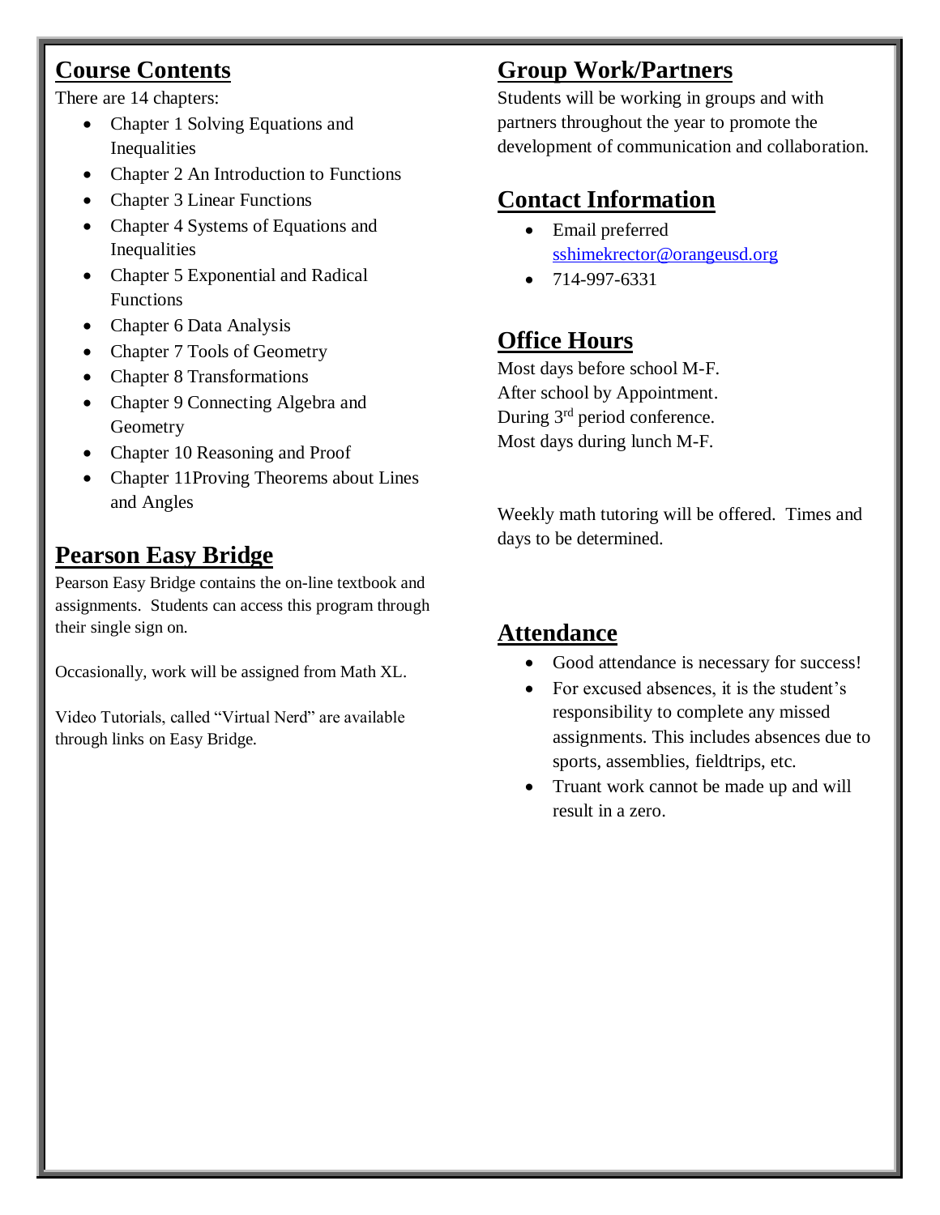## Course Contents

There are 14 chapters:

- Chapter 1 Solving Equations and Inequalities
- Chapter 2 An Introduction to Functions
- Chapter 3 Linear Functions
- Chapter 4 Systems of Equations and Inequalities
- Chapter 5 Exponential and Radical Functions
- Chapter 6 Data Analysis
- Chapter 7 Tools of Geometry
- Chapter 8 Transformations
- Chapter 9 Connecting Algebra and Geometry
- Chapter 10 Reasoning and Proof
- Chapter 11Proving Theorems about Lines and Angles

## Pearson Easy Bridge

Pearson Easy Bridge contains the on-line textbook and assignments. Students can access this program through their single sign on.

Occasionally, work will be assigned from Math XL.

Video Tutorials, called "Virtual Nerd" are available through links on Easy Bridge.

## Group Work/Partners

Students will be working in groups and with partners throughout the year to promote the development of communication and collaboration.

## Contact Information

- Email preferred sshimekrector@orangeusd.org
- 714-997-6331

## Office Hours

Most days before school M-F.
After school by Appointment.
During 3rd period conference.
Most days during lunch M-F.

Weekly math tutoring will be offered. Times and days to be determined.

## Attendance

- Good attendance is necessary for success!
- For excused absences, it is the student's responsibility to complete any missed assignments. This includes absences due to sports, assemblies, fieldtrips, etc.
- Truant work cannot be made up and will result in a zero.